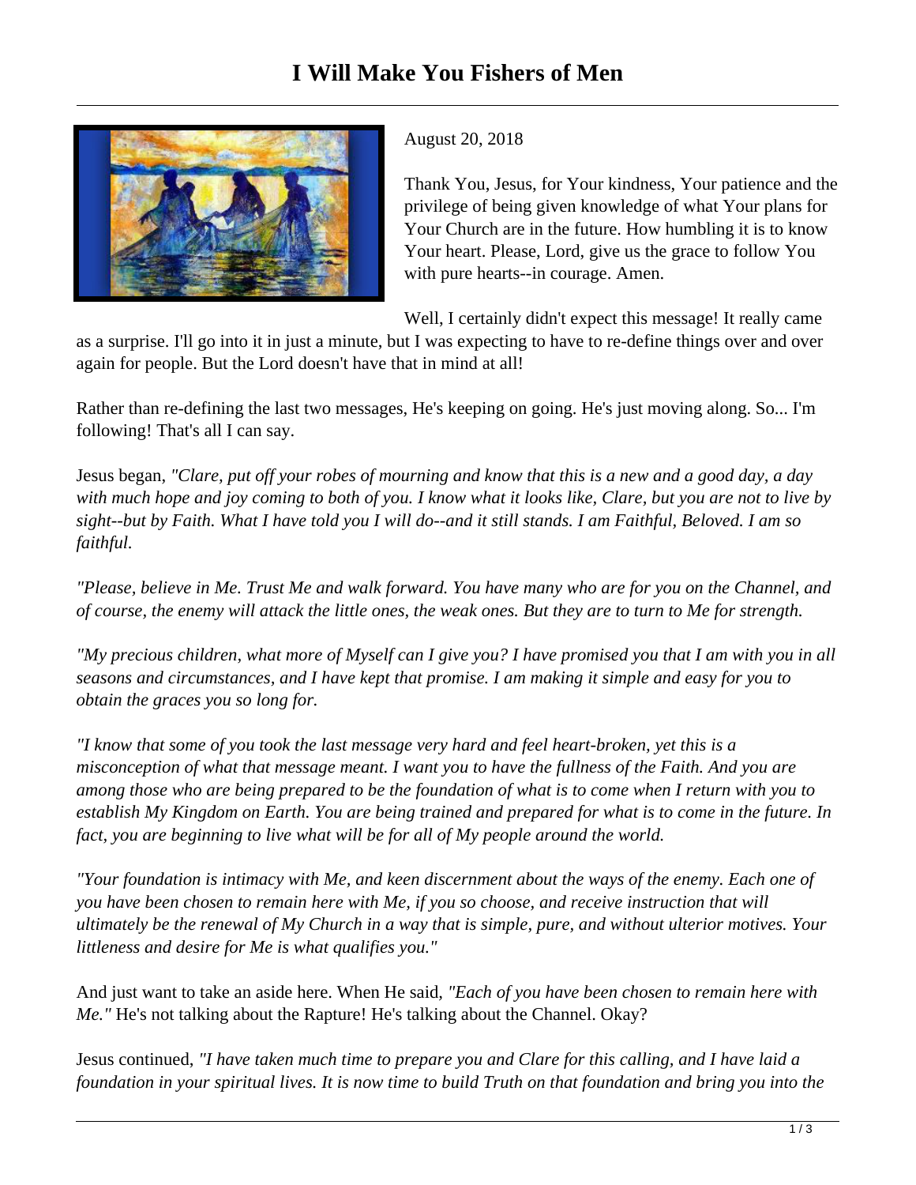# I Will Make You Fishers of Men

August 20, 2018

Thank You, Jesus, for Your kindness, Your patience and the privilege of being given knowledge of what Your plans for Your Church are in the future. How humbling it is to know Your heart. Please, Lord, give us the grace to follow You with pure hearts--in courage. Amen.

Well, I certainly didn't expect this message! It really came as a surprise. I'll go into it in just a minute, but I was expecting to have to re-define things over and over again for people. But the Lord doesn't have that in mind at all!

Rather than re-defining the last two messages, He's keeping on going. He's just moving along. So... I'm following! That's all I can say.

Jesus began, *"Clare, put off your robes of mourning and know that this is a new and a good day, a day with much hope and joy coming to both of you. I know what it looks like, Clare, but you are not to live by sight--but by Faith. What I have told you I will do--and it still stands. I am Faithful, Beloved. I am so faithful.*

*"Please, believe in Me. Trust Me and walk forward. You have many who are for you on the Channel, and of course, the enemy will attack the little ones, the weak ones. But they are to turn to Me for strength.*

*"My precious children, what more of Myself can I give you? I have promised you that I am with you in all seasons and circumstances, and I have kept that promise. I am making it simple and easy for you to obtain the graces you so long for.*

*"I know that some of you took the last message very hard and feel heart-broken, yet this is a misconception of what that message meant. I want you to have the fullness of the Faith. And you are among those who are being prepared to be the foundation of what is to come when I return with you to establish My Kingdom on Earth. You are being trained and prepared for what is to come in the future. In fact, you are beginning to live what will be for all of My people around the world.*

*"Your foundation is intimacy with Me, and keen discernment about the ways of the enemy. Each one of you have been chosen to remain here with Me, if you so choose, and receive instruction that will ultimately be the renewal of My Church in a way that is simple, pure, and without ulterior motives. Your littleness and desire for Me is what qualifies you."*

And just want to take an aside here. When He said, *"Each of you have been chosen to remain here with Me."* He's not talking about the Rapture! He's talking about the Channel. Okay?

Jesus continued, *"I have taken much time to prepare you and Clare for this calling, and I have laid a foundation in your spiritual lives. It is now time to build Truth on that foundation and bring you into the*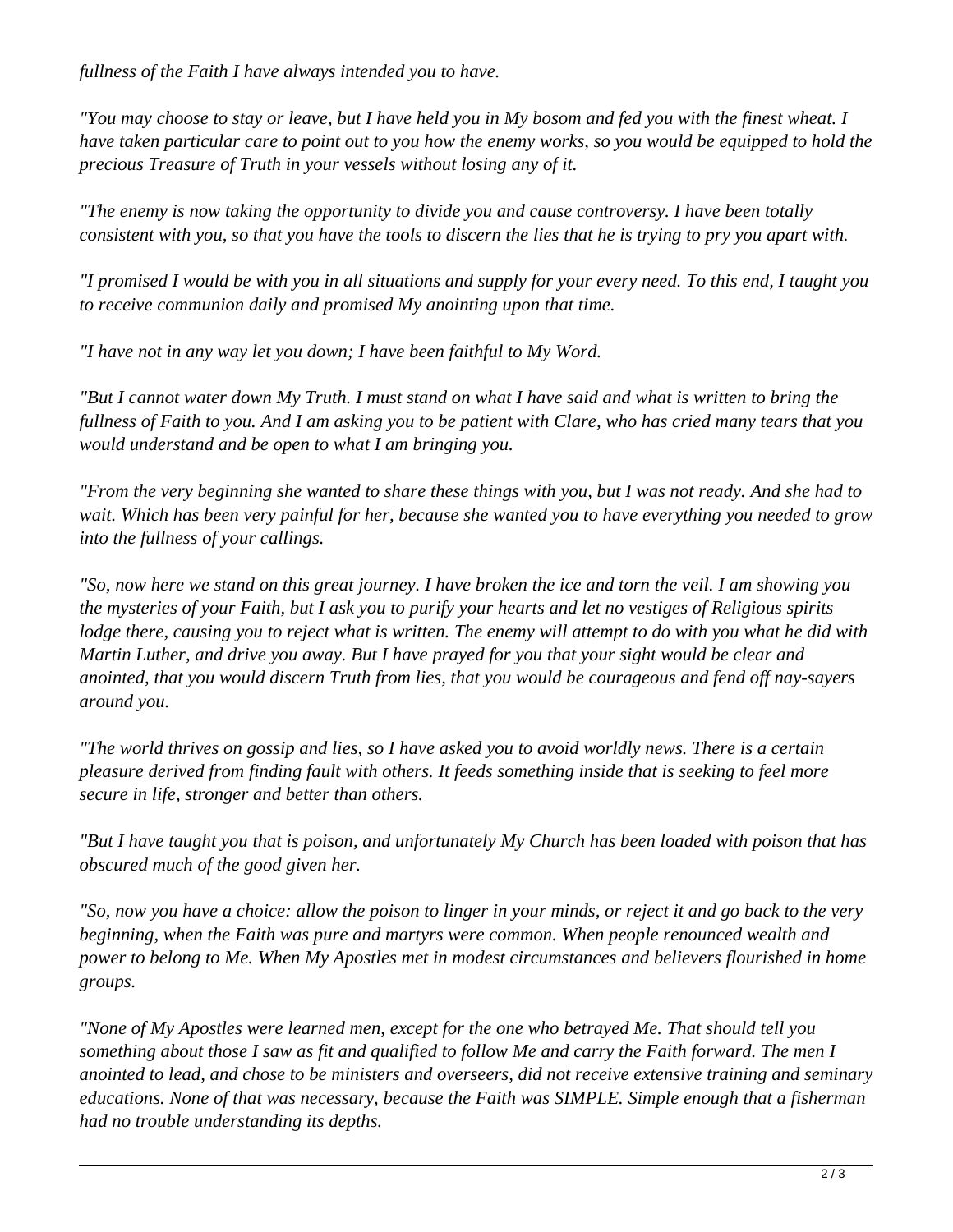*fullness of the Faith I have always intended you to have.*

*"You may choose to stay or leave, but I have held you in My bosom and fed you with the finest wheat. I have taken particular care to point out to you how the enemy works, so you would be equipped to hold the precious Treasure of Truth in your vessels without losing any of it.*

*"The enemy is now taking the opportunity to divide you and cause controversy. I have been totally consistent with you, so that you have the tools to discern the lies that he is trying to pry you apart with.*

*"I promised I would be with you in all situations and supply for your every need. To this end, I taught you to receive communion daily and promised My anointing upon that time.*

*"I have not in any way let you down; I have been faithful to My Word.*

*"But I cannot water down My Truth. I must stand on what I have said and what is written to bring the fullness of Faith to you. And I am asking you to be patient with Clare, who has cried many tears that you would understand and be open to what I am bringing you.*

*"From the very beginning she wanted to share these things with you, but I was not ready. And she had to wait. Which has been very painful for her, because she wanted you to have everything you needed to grow into the fullness of your callings.*

*"So, now here we stand on this great journey. I have broken the ice and torn the veil. I am showing you the mysteries of your Faith, but I ask you to purify your hearts and let no vestiges of Religious spirits lodge there, causing you to reject what is written. The enemy will attempt to do with you what he did with Martin Luther, and drive you away. But I have prayed for you that your sight would be clear and anointed, that you would discern Truth from lies, that you would be courageous and fend off nay-sayers around you.*

*"The world thrives on gossip and lies, so I have asked you to avoid worldly news. There is a certain pleasure derived from finding fault with others. It feeds something inside that is seeking to feel more secure in life, stronger and better than others.*

*"But I have taught you that is poison, and unfortunately My Church has been loaded with poison that has obscured much of the good given her.*

*"So, now you have a choice: allow the poison to linger in your minds, or reject it and go back to the very beginning, when the Faith was pure and martyrs were common. When people renounced wealth and power to belong to Me. When My Apostles met in modest circumstances and believers flourished in home groups.*

*"None of My Apostles were learned men, except for the one who betrayed Me. That should tell you something about those I saw as fit and qualified to follow Me and carry the Faith forward. The men I anointed to lead, and chose to be ministers and overseers, did not receive extensive training and seminary educations. None of that was necessary, because the Faith was SIMPLE. Simple enough that a fisherman had no trouble understanding its depths.*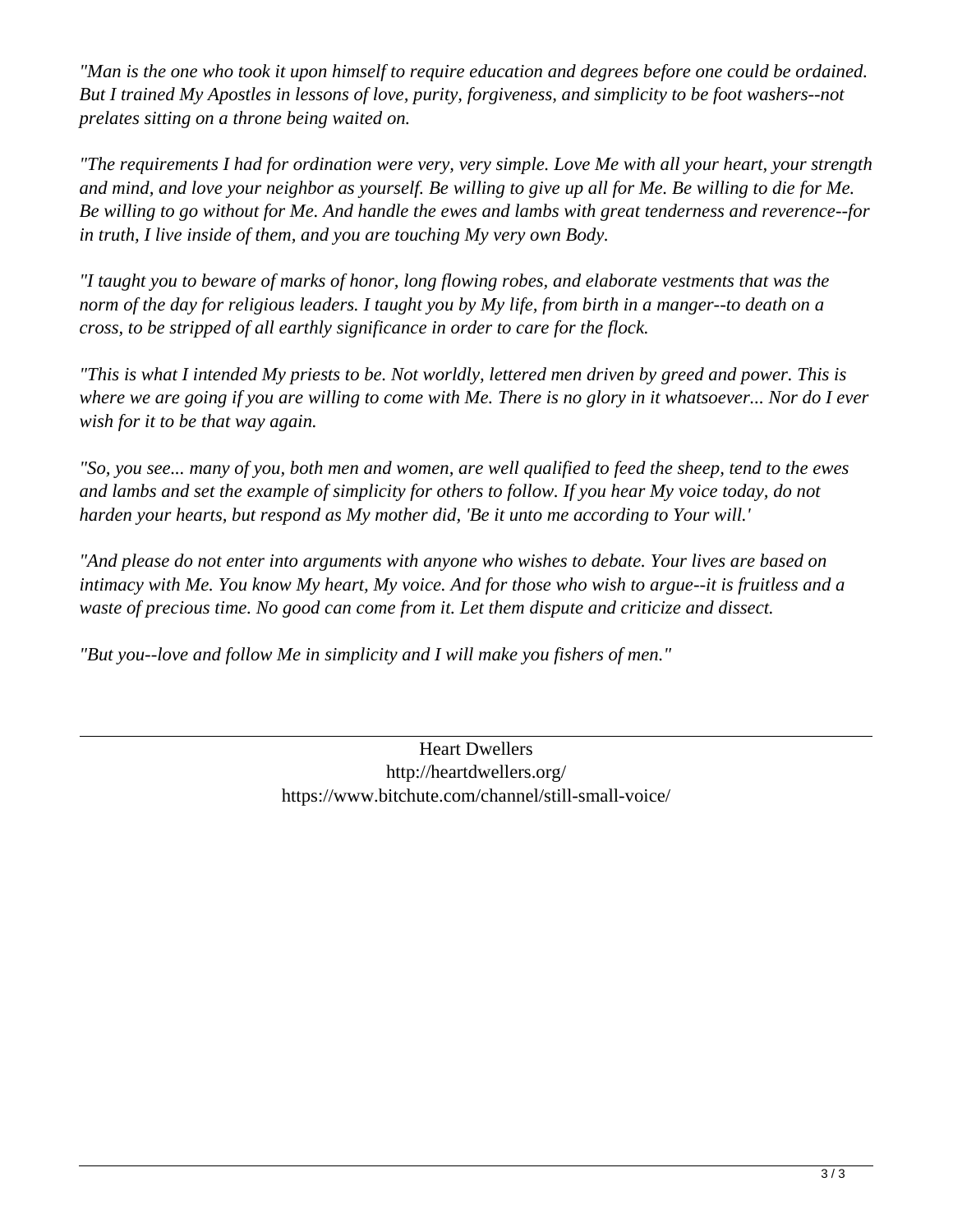*"Man is the one who took it upon himself to require education and degrees before one could be ordained. But I trained My Apostles in lessons of love, purity, forgiveness, and simplicity to be foot washers--not prelates sitting on a throne being waited on.*

*"The requirements I had for ordination were very, very simple. Love Me with all your heart, your strength and mind, and love your neighbor as yourself. Be willing to give up all for Me. Be willing to die for Me. Be willing to go without for Me. And handle the ewes and lambs with great tenderness and reverence--for in truth, I live inside of them, and you are touching My very own Body.*

*"I taught you to beware of marks of honor, long flowing robes, and elaborate vestments that was the norm of the day for religious leaders. I taught you by My life, from birth in a manger--to death on a cross, to be stripped of all earthly significance in order to care for the flock.*

*"This is what I intended My priests to be. Not worldly, lettered men driven by greed and power. This is where we are going if you are willing to come with Me. There is no glory in it whatsoever... Nor do I ever wish for it to be that way again.*

*"So, you see... many of you, both men and women, are well qualified to feed the sheep, tend to the ewes and lambs and set the example of simplicity for others to follow. If you hear My voice today, do not harden your hearts, but respond as My mother did, 'Be it unto me according to Your will.'*

*"And please do not enter into arguments with anyone who wishes to debate. Your lives are based on intimacy with Me. You know My heart, My voice. And for those who wish to argue--it is fruitless and a waste of precious time. No good can come from it. Let them dispute and criticize and dissect.*

*"But you--love and follow Me in simplicity and I will make you fishers of men."*

---

Heart Dwellers
http://heartdwellers.org/
https://www.bitchute.com/channel/still-small-voice/